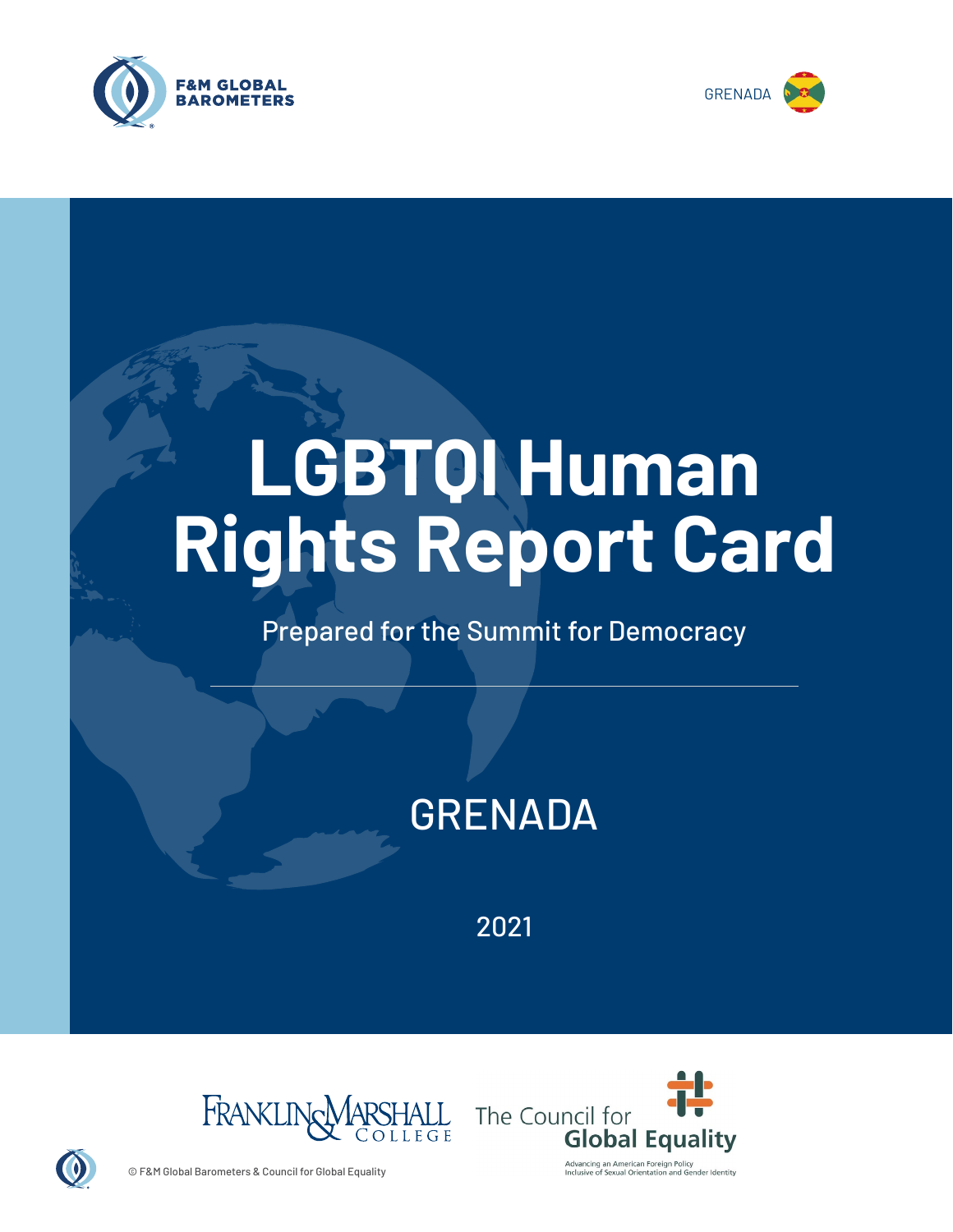F&M GLOBAL BAROMETERS

GRENADA

# LGBTQI Human Rights Report Card

Prepared for the Summit for Democracy

## GRENADA

2021

Franklin & Marshall College

The Council for Global Equality

Advancing an American Foreign Policy Inclusive of Sexual Orientation and Gender Identity

© F&M Global Barometers & Council for Global Equality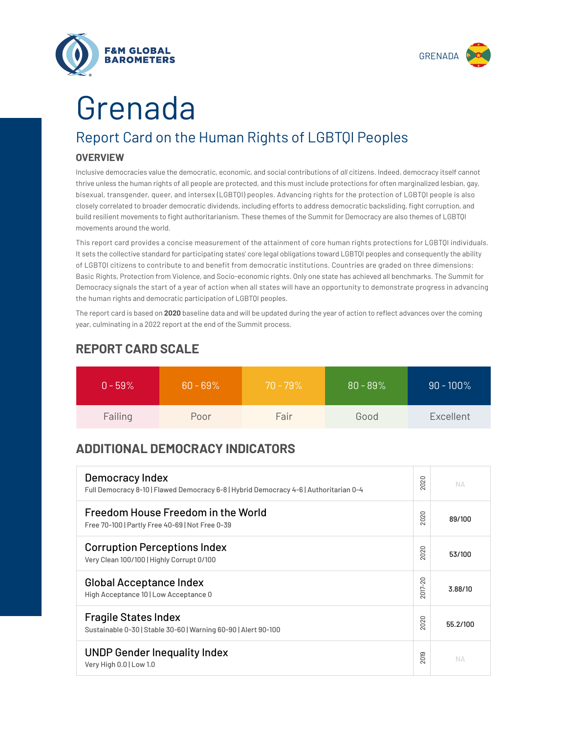# Grenada

## Report Card on the Human Rights of LGBTQI Peoples

### OVERVIEW

Inclusive democracies value the democratic, economic, and social contributions of *all* citizens. Indeed, democracy itself cannot thrive unless the human rights of all people are protected, and this must include protections for often marginalized lesbian, gay, bisexual, transgender, queer, and intersex (LGBTQI) peoples. Advancing rights for the protection of LGBTQI people is also closely correlated to broader democratic dividends, including efforts to address democratic backsliding, fight corruption, and build resilient movements to fight authoritarianism. These themes of the Summit for Democracy are also themes of LGBTQI movements around the world.

This report card provides a concise measurement of the attainment of core human rights protections for LGBTQI individuals. It sets the collective standard for participating states' core legal obligations toward LGBTQI peoples and consequently the ability of LGBTQI citizens to contribute to and benefit from democratic institutions. Countries are graded on three dimensions: Basic Rights, Protection from Violence, and Socio-economic rights. Only one state has achieved all benchmarks. The Summit for Democracy signals the start of a year of action when all states will have an opportunity to demonstrate progress in advancing the human rights and democratic participation of LGBTQI peoples.

The report card is based on **2020** baseline data and will be updated during the year of action to reflect advances over the coming year, culminating in a 2022 report at the end of the Summit process.

## REPORT CARD SCALE

| 0 - 59% | 60 - 69% | 70 - 79% | 80 - 89% | 90 - 100% |
|---|---|---|---|---|
| Failing | Poor | Fair | Good | Excellent |

## ADDITIONAL DEMOCRACY INDICATORS

| Indicator | Year | Score |
|---|---|---|
| **Democracy Index**<br>Full Democracy 8-10 \| Flawed Democracy 6-8 \| Hybrid Democracy 4-6 \| Authoritarian 0-4 | 2020 | NA |
| **Freedom House Freedom in the World**<br>Free 70-100 \| Partly Free 40-69 \| Not Free 0-39 | 2020 | 89/100 |
| **Corruption Perceptions Index**<br>Very Clean 100/100 \| Highly Corrupt 0/100 | 2020 | 53/100 |
| **Global Acceptance Index**<br>High Acceptance 10 \| Low Acceptance 0 | 2017-20 | 3.88/10 |
| **Fragile States Index**<br>Sustainable 0-30 \| Stable 30-60 \| Warning 60-90 \| Alert 90-100 | 2020 | 55.2/100 |
| **UNDP Gender Inequality Index**<br>Very High 0.0 \| Low 1.0 | 2019 | NA |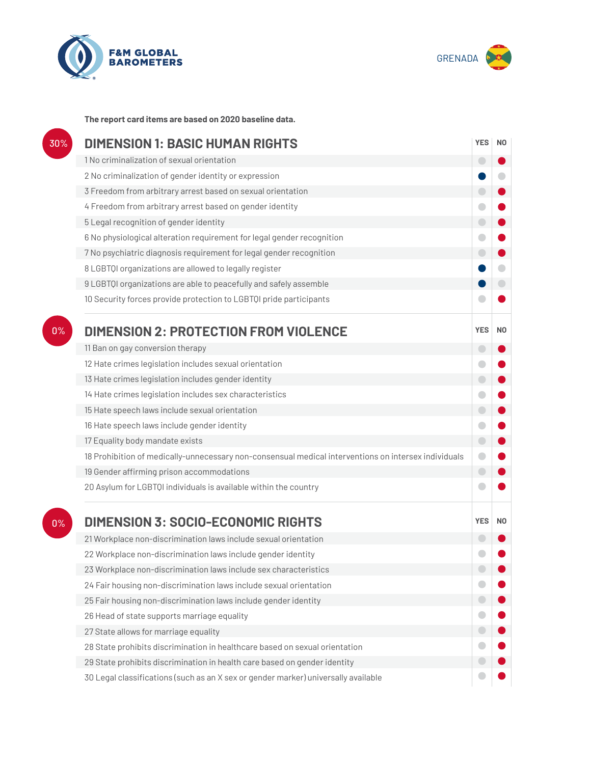F&M GLOBAL BAROMETERS

GRENADA

**The report card items are based on 2020 baseline data.**

## DIMENSION 1: BASIC HUMAN RIGHTS

30%

| Item | YES | NO |
|---|---|---|
| 1 No criminalization of sexual orientation | | ● |
| 2 No criminalization of gender identity or expression | ● | |
| 3 Freedom from arbitrary arrest based on sexual orientation | | ● |
| 4 Freedom from arbitrary arrest based on gender identity | | ● |
| 5 Legal recognition of gender identity | | ● |
| 6 No physiological alteration requirement for legal gender recognition | | ● |
| 7 No psychiatric diagnosis requirement for legal gender recognition | | ● |
| 8 LGBTQI organizations are allowed to legally register | ● | |
| 9 LGBTQI organizations are able to peacefully and safely assemble | ● | |
| 10 Security forces provide protection to LGBTQI pride participants | | ● |

## DIMENSION 2: PROTECTION FROM VIOLENCE

0%

| Item | YES | NO |
|---|---|---|
| 11 Ban on gay conversion therapy | | ● |
| 12 Hate crimes legislation includes sexual orientation | | ● |
| 13 Hate crimes legislation includes gender identity | | ● |
| 14 Hate crimes legislation includes sex characteristics | | ● |
| 15 Hate speech laws include sexual orientation | | ● |
| 16 Hate speech laws include gender identity | | ● |
| 17 Equality body mandate exists | | ● |
| 18 Prohibition of medically-unnecessary non-consensual medical interventions on intersex individuals | | ● |
| 19 Gender affirming prison accommodations | | ● |
| 20 Asylum for LGBTQI individuals is available within the country | | ● |

## DIMENSION 3: SOCIO-ECONOMIC RIGHTS

0%

| Item | YES | NO |
|---|---|---|
| 21 Workplace non-discrimination laws include sexual orientation | | ● |
| 22 Workplace non-discrimination laws include gender identity | | ● |
| 23 Workplace non-discrimination laws include sex characteristics | | ● |
| 24 Fair housing non-discrimination laws include sexual orientation | | ● |
| 25 Fair housing non-discrimination laws include gender identity | | ● |
| 26 Head of state supports marriage equality | | ● |
| 27 State allows for marriage equality | | ● |
| 28 State prohibits discrimination in healthcare based on sexual orientation | | ● |
| 29 State prohibits discrimination in health care based on gender identity | | ● |
| 30 Legal classifications (such as an X sex or gender marker) universally available | | ● |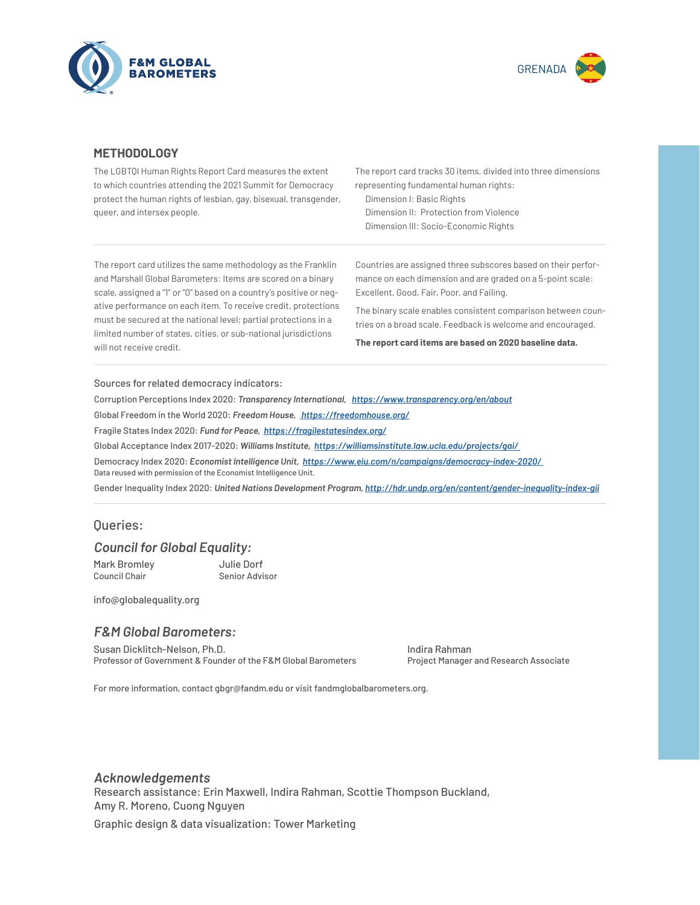F&M GLOBAL BAROMETERS

GRENADA

## METHODOLOGY

The LGBTQI Human Rights Report Card measures the extent to which countries attending the 2021 Summit for Democracy protect the human rights of lesbian, gay, bisexual, transgender, queer, and intersex people.

The report card tracks 30 items, divided into three dimensions representing fundamental human rights:

- Dimension I: Basic Rights
- Dimension II: Protection from Violence
- Dimension III: Socio-Economic Rights

The report card utilizes the same methodology as the Franklin and Marshall Global Barometers: Items are scored on a binary scale, assigned a "1" or "0" based on a country's positive or negative performance on each item. To receive credit, protections must be secured at the national level; partial protections in a limited number of states, cities, or sub-national jurisdictions will not receive credit.

Countries are assigned three subscores based on their performance on each dimension and are graded on a 5-point scale: Excellent, Good, Fair, Poor, and Failing.

The binary scale enables consistent comparison between countries on a broad scale. Feedback is welcome and encouraged.

**The report card items are based on 2020 baseline data.**

Sources for related democracy indicators:

Corruption Perceptions Index 2020: ***Transparency International,*** ***https://www.transparency.org/en/about***

Global Freedom in the World 2020: ***Freedom House,*** ***https://freedomhouse.org/***

Fragile States Index 2020: ***Fund for Peace,*** ***https://fragilestatesindex.org/***

Global Acceptance Index 2017-2020: ***Williams Institute,*** ***https://williamsinstitute.law.ucla.edu/projects/gai/***

Democracy Index 2020: ***Economist Intelligence Unit,*** ***https://www.eiu.com/n/campaigns/democracy-index-2020/***
Data reused with permission of the Economist Intelligence Unit.

Gender Inequality Index 2020: ***United Nations Development Program,*** ***http://hdr.undp.org/en/content/gender-inequality-index-gii***

## Queries:

### *Council for Global Equality:*

Mark Bromley
Council Chair

Julie Dorf
Senior Advisor

info@globalequality.org

### *F&M Global Barometers:*

Susan Dicklitch-Nelson, Ph.D.
Professor of Government & Founder of the F&M Global Barometers

Indira Rahman
Project Manager and Research Associate

For more information, contact gbgr@fandm.edu or visit fandmglobalbarometers.org.

### *Acknowledgements*

Research assistance: Erin Maxwell, Indira Rahman, Scottie Thompson Buckland, Amy R. Moreno, Cuong Nguyen

Graphic design & data visualization: Tower Marketing